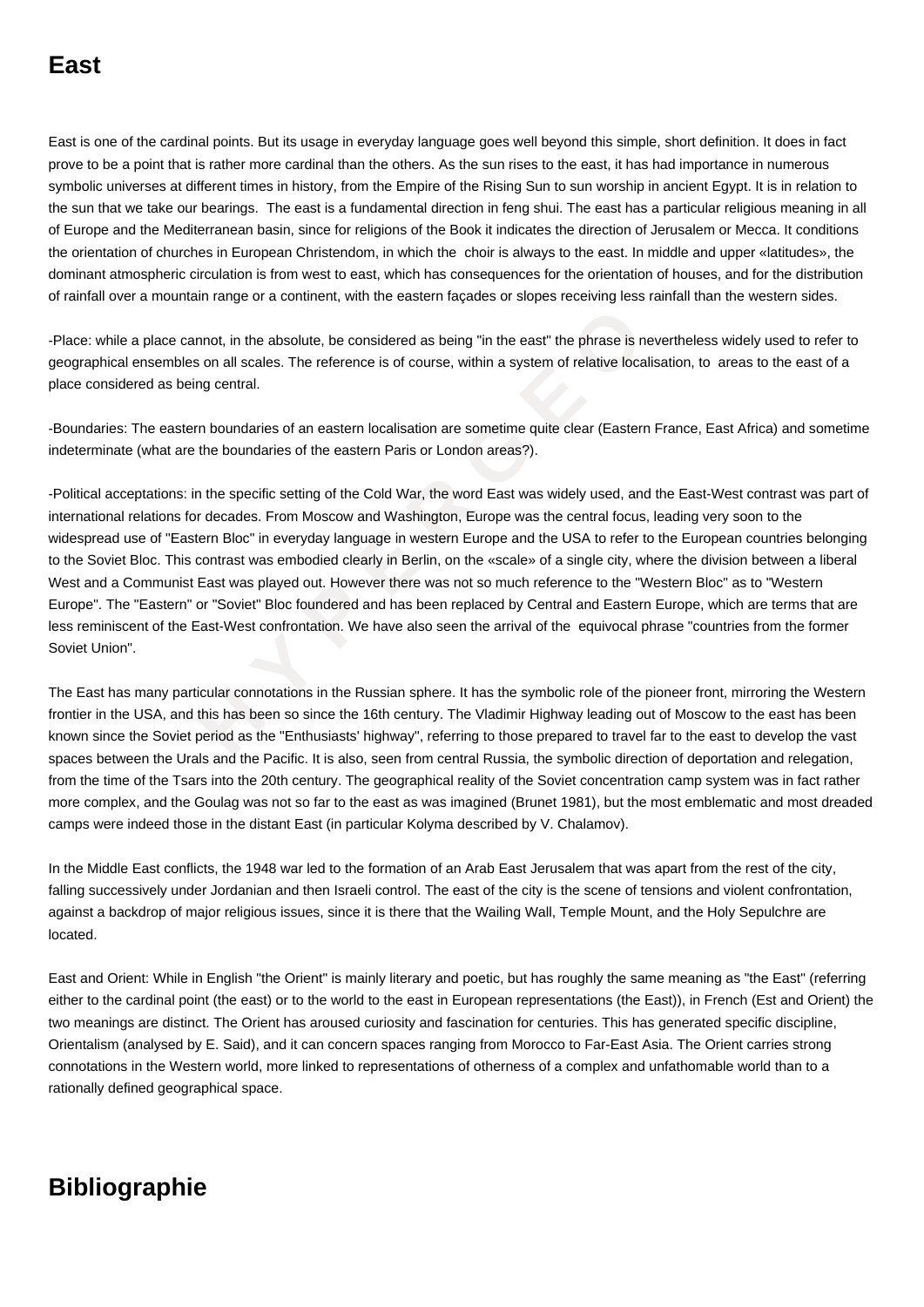# East

East is one of the cardinal points. But its usage in everyday language goes well beyond this simple, short definition. It does in fact prove to be a point that is rather more cardinal than the others. As the sun rises to the east, it has had importance in numerous symbolic universes at different times in history, from the Empire of the Rising Sun to sun worship in ancient Egypt. It is in relation to the sun that we take our bearings. The east is a fundamental direction in feng shui. The east has a particular religious meaning in all of Europe and the Mediterranean basin, since for religions of the Book it indicates the direction of Jerusalem or Mecca. It conditions the orientation of churches in European Christendom, in which the choir is always to the east. In middle and upper «latitudes», the dominant atmospheric circulation is from west to east, which has consequences for the orientation of houses, and for the distribution of rainfall over a mountain range or a continent, with the eastern façades or slopes receiving less rainfall than the western sides.

-Place: while a place cannot, in the absolute, be considered as being "in the east" the phrase is nevertheless widely used to refer to geographical ensembles on all scales. The reference is of course, within a system of relative localisation, to areas to the east of a place considered as being central.

-Boundaries: The eastern boundaries of an eastern localisation are sometime quite clear (Eastern France, East Africa) and sometime indeterminate (what are the boundaries of the eastern Paris or London areas?).

-Political acceptations: in the specific setting of the Cold War, the word East was widely used, and the East-West contrast was part of international relations for decades. From Moscow and Washington, Europe was the central focus, leading very soon to the widespread use of "Eastern Bloc" in everyday language in western Europe and the USA to refer to the European countries belonging to the Soviet Bloc. This contrast was embodied clearly in Berlin, on the «scale» of a single city, where the division between a liberal West and a Communist East was played out. However there was not so much reference to the "Western Bloc" as to "Western Europe". The "Eastern" or "Soviet" Bloc foundered and has been replaced by Central and Eastern Europe, which are terms that are less reminiscent of the East-West confrontation. We have also seen the arrival of the equivocal phrase "countries from the former Soviet Union".

The East has many particular connotations in the Russian sphere. It has the symbolic role of the pioneer front, mirroring the Western frontier in the USA, and this has been so since the 16th century. The Vladimir Highway leading out of Moscow to the east has been known since the Soviet period as the "Enthusiasts' highway", referring to those prepared to travel far to the east to develop the vast spaces between the Urals and the Pacific. It is also, seen from central Russia, the symbolic direction of deportation and relegation, from the time of the Tsars into the 20th century. The geographical reality of the Soviet concentration camp system was in fact rather more complex, and the Goulag was not so far to the east as was imagined (Brunet 1981), but the most emblematic and most dreaded camps were indeed those in the distant East (in particular Kolyma described by V. Chalamov).

In the Middle East conflicts, the 1948 war led to the formation of an Arab East Jerusalem that was apart from the rest of the city, falling successively under Jordanian and then Israeli control. The east of the city is the scene of tensions and violent confrontation, against a backdrop of major religious issues, since it is there that the Wailing Wall, Temple Mount, and the Holy Sepulchre are located.

East and Orient: While in English "the Orient" is mainly literary and poetic, but has roughly the same meaning as "the East" (referring either to the cardinal point (the east) or to the world to the east in European representations (the East)), in French (Est and Orient) the two meanings are distinct. The Orient has aroused curiosity and fascination for centuries. This has generated specific discipline, Orientalism (analysed by E. Said), and it can concern spaces ranging from Morocco to Far-East Asia. The Orient carries strong connotations in the Western world, more linked to representations of otherness of a complex and unfathomable world than to a rationally defined geographical space.

# Bibliographie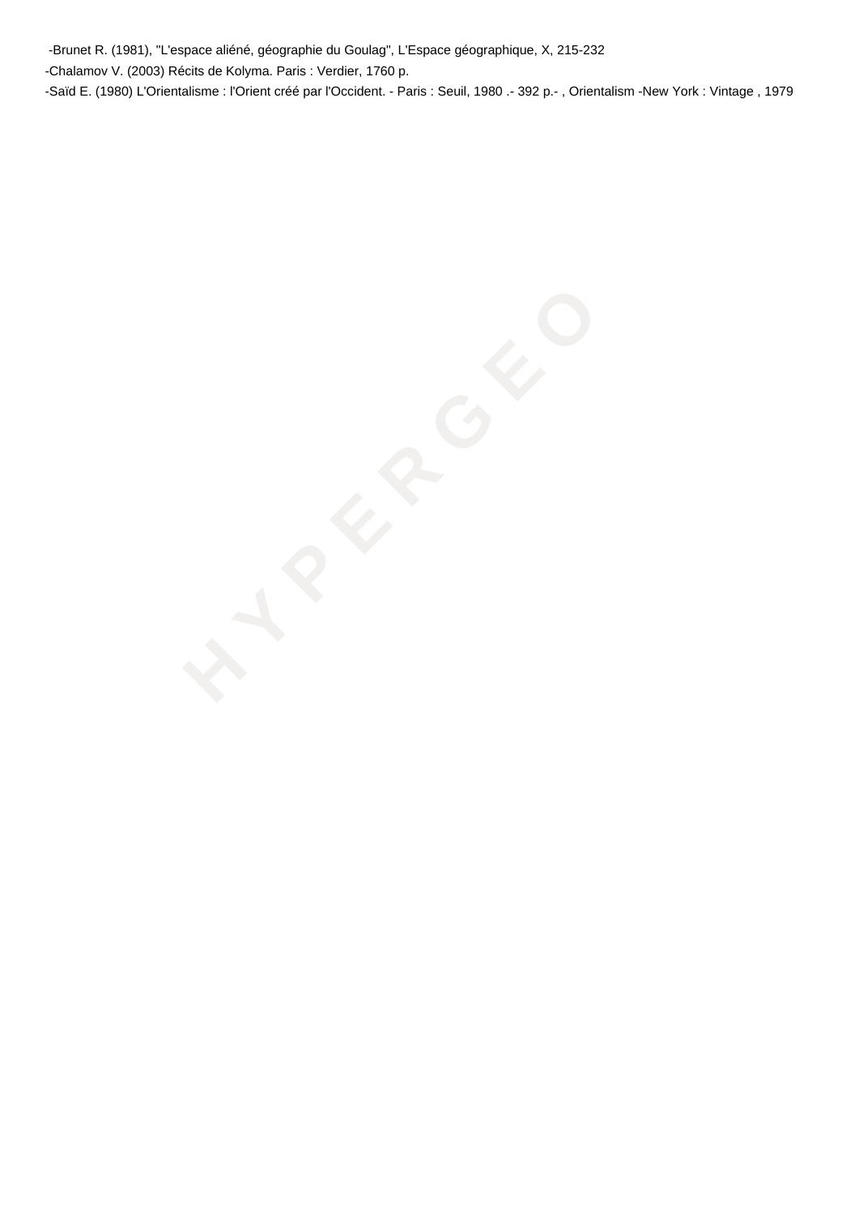-Brunet R. (1981), "L'espace aliéné, géographie du Goulag", L'Espace géographique, X, 215-232

-Chalamov V. (2003) Récits de Kolyma. Paris : Verdier, 1760 p.

-Saïd E. (1980) L'Orientalisme : l'Orient créé par l'Occident. - Paris : Seuil, 1980 .- 392 p.- , Orientalism -New York : Vintage , 1979